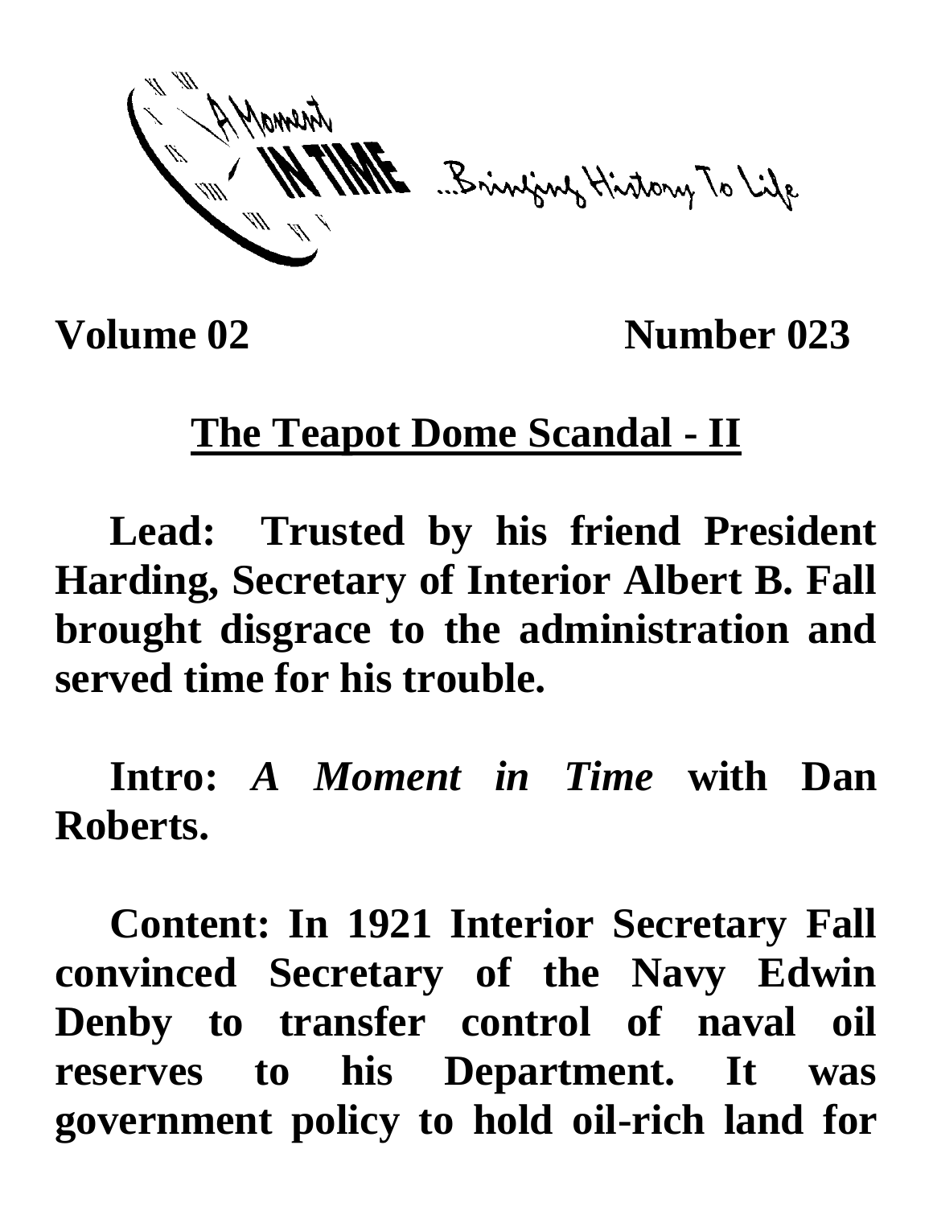A Moment IN TIME ...Bringing History To Life

**Volume 02** **Number 023**

# The Teapot Dome Scandal - II

**Lead: Trusted by his friend President Harding, Secretary of Interior Albert B. Fall brought disgrace to the administration and served time for his trouble.**

**Intro:** ***A Moment in Time*** **with Dan Roberts.**

**Content: In 1921 Interior Secretary Fall convinced Secretary of the Navy Edwin Denby to transfer control of naval oil reserves to his Department. It was government policy to hold oil-rich land for**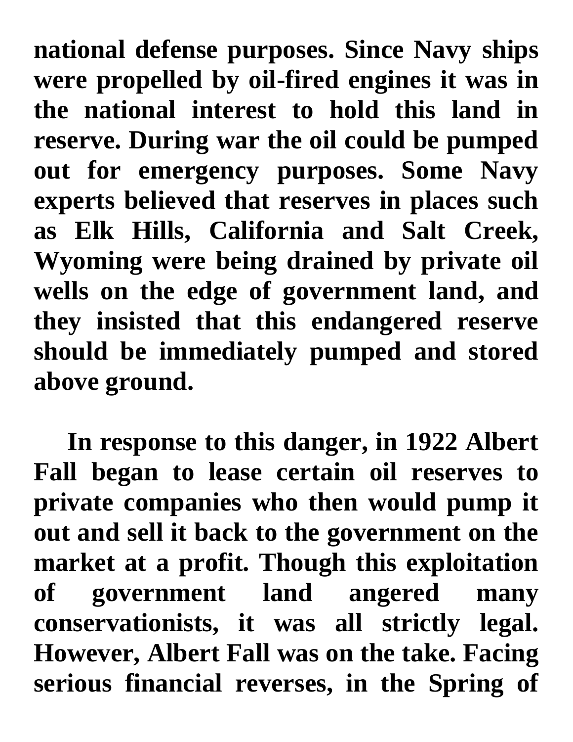national defense purposes. Since Navy ships were propelled by oil-fired engines it was in the national interest to hold this land in reserve. During war the oil could be pumped out for emergency purposes. Some Navy experts believed that reserves in places such as Elk Hills, California and Salt Creek, Wyoming were being drained by private oil wells on the edge of government land, and they insisted that this endangered reserve should be immediately pumped and stored above ground.

In response to this danger, in 1922 Albert Fall began to lease certain oil reserves to private companies who then would pump it out and sell it back to the government on the market at a profit. Though this exploitation of government land angered many conservationists, it was all strictly legal. However, Albert Fall was on the take. Facing serious financial reverses, in the Spring of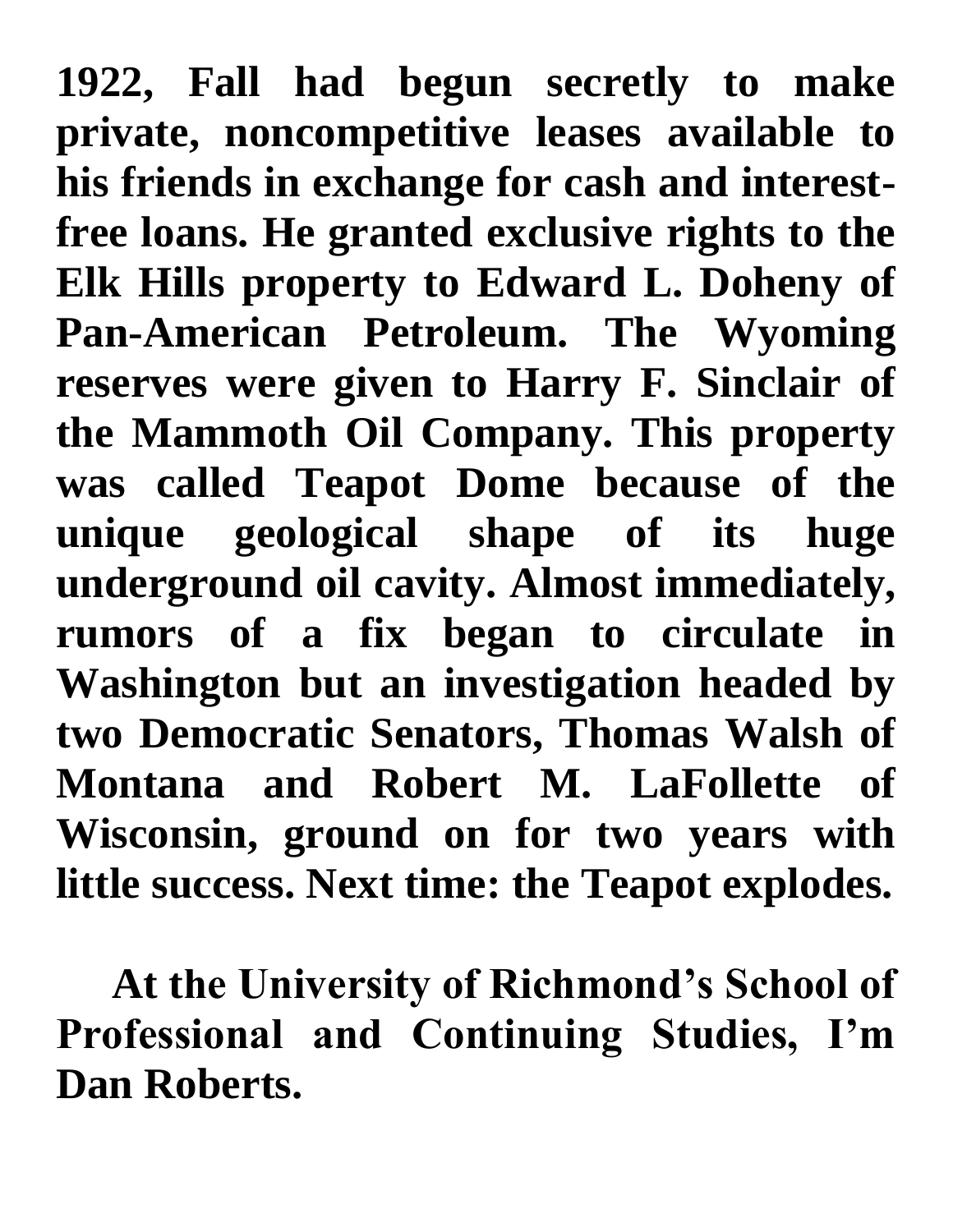**1922, Fall had begun secretly to make private, noncompetitive leases available to his friends in exchange for cash and interest-free loans. He granted exclusive rights to the Elk Hills property to Edward L. Doheny of Pan-American Petroleum. The Wyoming reserves were given to Harry F. Sinclair of the Mammoth Oil Company. This property was called Teapot Dome because of the unique geological shape of its huge underground oil cavity. Almost immediately, rumors of a fix began to circulate in Washington but an investigation headed by two Democratic Senators, Thomas Walsh of Montana and Robert M. LaFollette of Wisconsin, ground on for two years with little success. Next time: the Teapot explodes.**

**At the University of Richmond's School of Professional and Continuing Studies, I'm Dan Roberts.**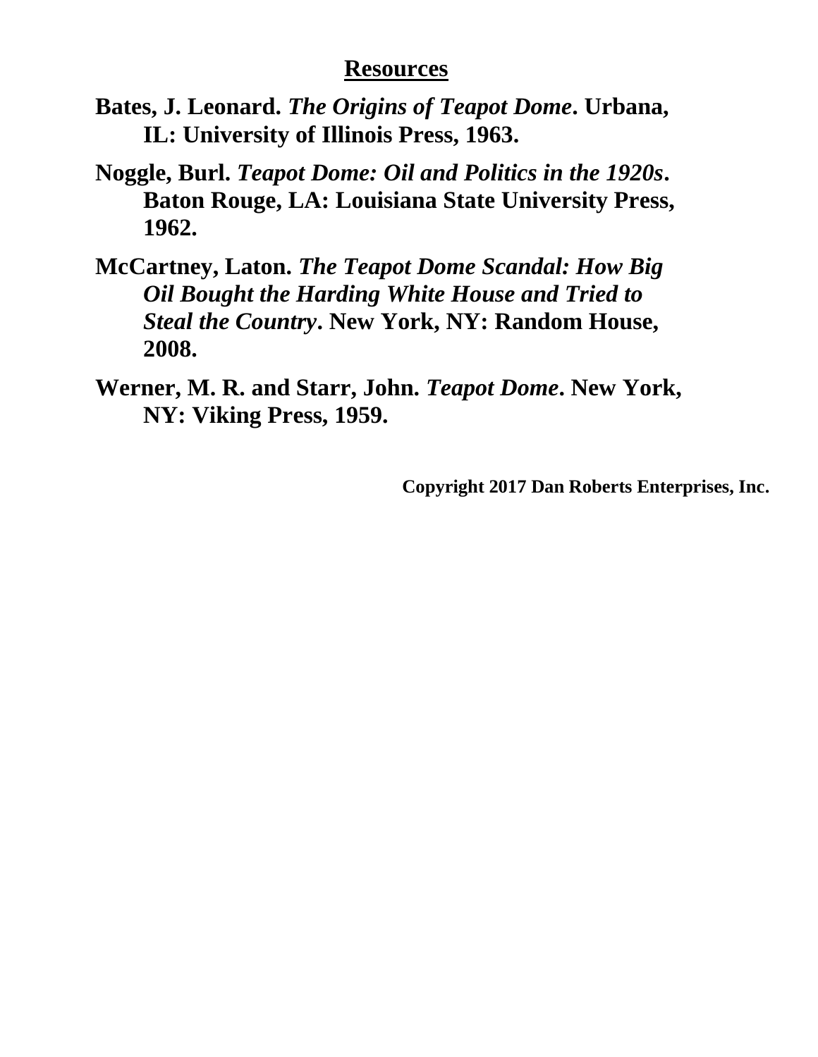## Resources

**Bates, J. Leonard. *The Origins of Teapot Dome*. Urbana, IL: University of Illinois Press, 1963.**

**Noggle, Burl. *Teapot Dome: Oil and Politics in the 1920s*. Baton Rouge, LA: Louisiana State University Press, 1962.**

**McCartney, Laton. *The Teapot Dome Scandal: How Big Oil Bought the Harding White House and Tried to Steal the Country*. New York, NY: Random House, 2008.**

**Werner, M. R. and Starr, John. *Teapot Dome*. New York, NY: Viking Press, 1959.**

**Copyright 2017 Dan Roberts Enterprises, Inc.**